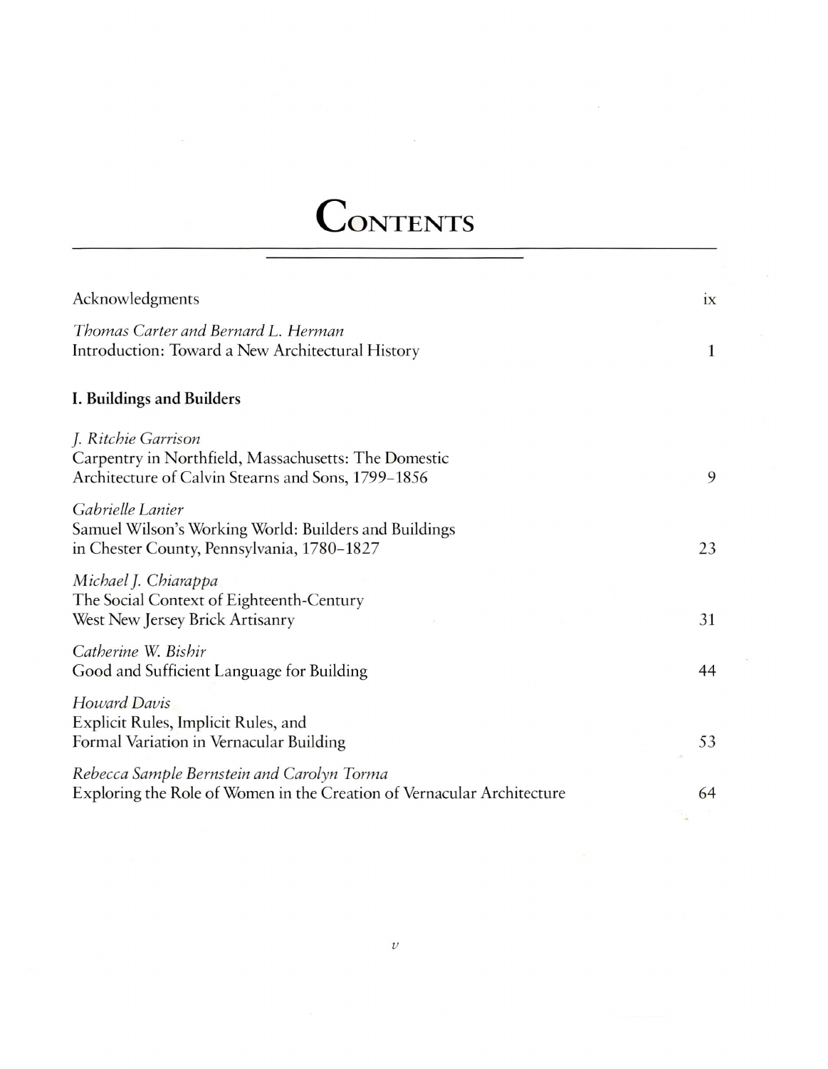# Contents

| | |
|---|---|
| Acknowledgments | ix |
| *Thomas Carter and Bernard L. Herman*<br>Introduction: Toward a New Architectural History | 1 |

**I. Buildings and Builders**

| | |
|---|---|
| *J. Ritchie Garrison*<br>Carpentry in Northfield, Massachusetts: The Domestic Architecture of Calvin Stearns and Sons, 1799–1856 | 9 |
| *Gabrielle Lanier*<br>Samuel Wilson's Working World: Builders and Buildings in Chester County, Pennsylvania, 1780–1827 | 23 |
| *Michael J. Chiarappa*<br>The Social Context of Eighteenth-Century West New Jersey Brick Artisanry | 31 |
| *Catherine W. Bishir*<br>Good and Sufficient Language for Building | 44 |
| *Howard Davis*<br>Explicit Rules, Implicit Rules, and Formal Variation in Vernacular Building | 53 |
| *Rebecca Sample Bernstein and Carolyn Torma*<br>Exploring the Role of Women in the Creation of Vernacular Architecture | 64 |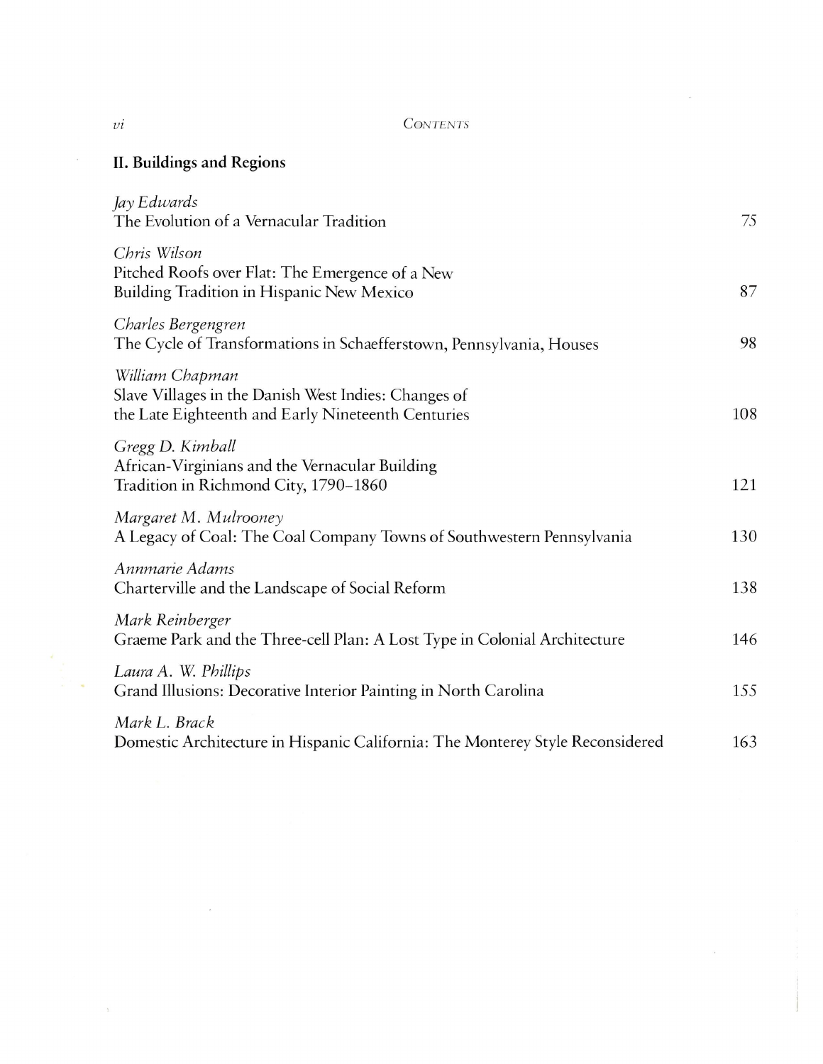## II. Buildings and Regions

*Jay Edwards*
The Evolution of a Vernacular Tradition — 75

*Chris Wilson*
Pitched Roofs over Flat: The Emergence of a New Building Tradition in Hispanic New Mexico — 87

*Charles Bergengren*
The Cycle of Transformations in Schaefferstown, Pennsylvania, Houses — 98

*William Chapman*
Slave Villages in the Danish West Indies: Changes of the Late Eighteenth and Early Nineteenth Centuries — 108

*Gregg D. Kimball*
African-Virginians and the Vernacular Building Tradition in Richmond City, 1790–1860 — 121

*Margaret M. Mulrooney*
A Legacy of Coal: The Coal Company Towns of Southwestern Pennsylvania — 130

*Annmarie Adams*
Charterville and the Landscape of Social Reform — 138

*Mark Reinberger*
Graeme Park and the Three-cell Plan: A Lost Type in Colonial Architecture — 146

*Laura A. W. Phillips*
Grand Illusions: Decorative Interior Painting in North Carolina — 155

*Mark L. Brack*
Domestic Architecture in Hispanic California: The Monterey Style Reconsidered — 163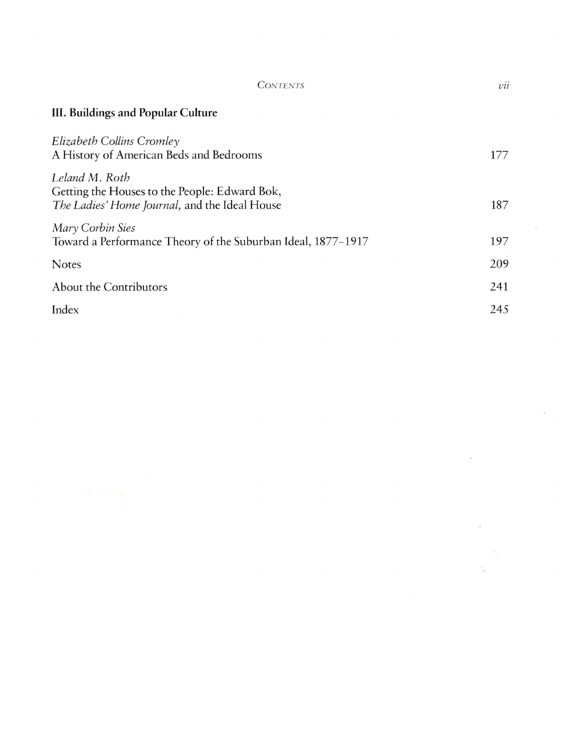## III. Buildings and Popular Culture

*Elizabeth Collins Cromley*
A History of American Beds and Bedrooms — 177

*Leland M. Roth*
Getting the Houses to the People: Edward Bok,
*The Ladies' Home Journal,* and the Ideal House — 187

*Mary Corbin Sies*
Toward a Performance Theory of the Suburban Ideal, 1877–1917 — 197

Notes — 209

About the Contributors — 241

Index — 245